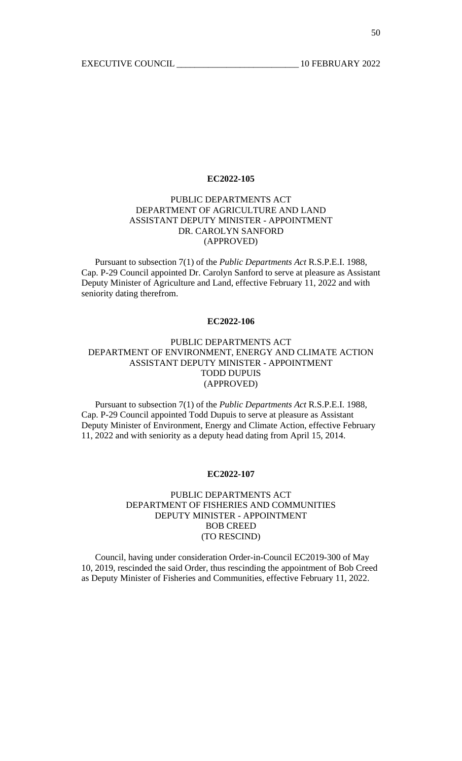**EC2022-105**

PUBLIC DEPARTMENTS ACT
DEPARTMENT OF AGRICULTURE AND LAND
ASSISTANT DEPUTY MINISTER - APPOINTMENT
DR. CAROLYN SANFORD
(APPROVED)

Pursuant to subsection 7(1) of the *Public Departments Act* R.S.P.E.I. 1988, Cap. P-29 Council appointed Dr. Carolyn Sanford to serve at pleasure as Assistant Deputy Minister of Agriculture and Land, effective February 11, 2022 and with seniority dating therefrom.

**EC2022-106**

PUBLIC DEPARTMENTS ACT
DEPARTMENT OF ENVIRONMENT, ENERGY AND CLIMATE ACTION
ASSISTANT DEPUTY MINISTER - APPOINTMENT
TODD DUPUIS
(APPROVED)

Pursuant to subsection 7(1) of the *Public Departments Act* R.S.P.E.I. 1988, Cap. P-29 Council appointed Todd Dupuis to serve at pleasure as Assistant Deputy Minister of Environment, Energy and Climate Action, effective February 11, 2022 and with seniority as a deputy head dating from April 15, 2014.

**EC2022-107**

PUBLIC DEPARTMENTS ACT
DEPARTMENT OF FISHERIES AND COMMUNITIES
DEPUTY MINISTER - APPOINTMENT
BOB CREED
(TO RESCIND)

Council, having under consideration Order-in-Council EC2019-300 of May 10, 2019, rescinded the said Order, thus rescinding the appointment of Bob Creed as Deputy Minister of Fisheries and Communities, effective February 11, 2022.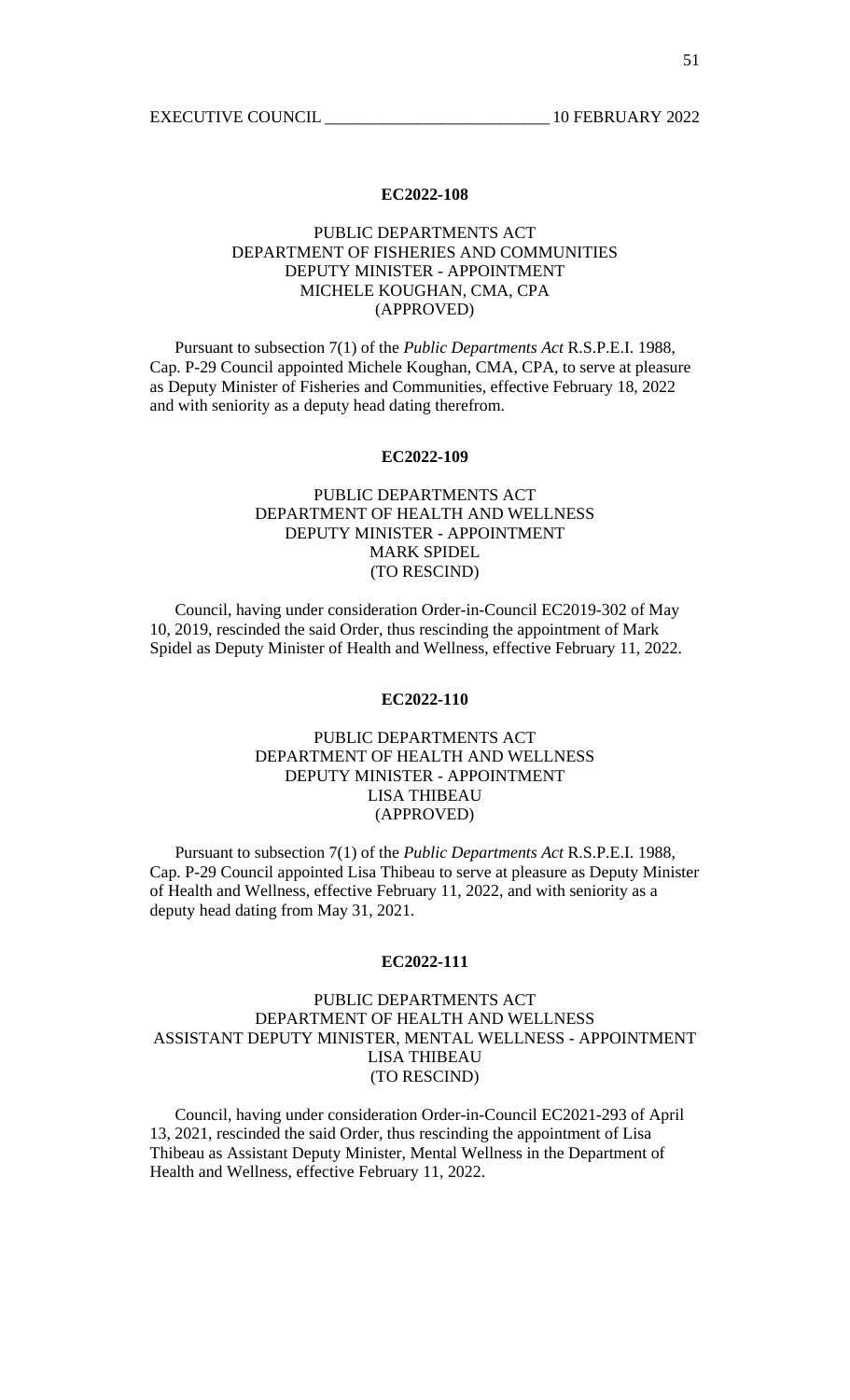**EC2022-108**

PUBLIC DEPARTMENTS ACT
DEPARTMENT OF FISHERIES AND COMMUNITIES
DEPUTY MINISTER - APPOINTMENT
MICHELE KOUGHAN, CMA, CPA
(APPROVED)

Pursuant to subsection 7(1) of the *Public Departments Act* R.S.P.E.I. 1988, Cap. P-29 Council appointed Michele Koughan, CMA, CPA, to serve at pleasure as Deputy Minister of Fisheries and Communities, effective February 18, 2022 and with seniority as a deputy head dating therefrom.

**EC2022-109**

PUBLIC DEPARTMENTS ACT
DEPARTMENT OF HEALTH AND WELLNESS
DEPUTY MINISTER - APPOINTMENT
MARK SPIDEL
(TO RESCIND)

Council, having under consideration Order-in-Council EC2019-302 of May 10, 2019, rescinded the said Order, thus rescinding the appointment of Mark Spidel as Deputy Minister of Health and Wellness, effective February 11, 2022.

**EC2022-110**

PUBLIC DEPARTMENTS ACT
DEPARTMENT OF HEALTH AND WELLNESS
DEPUTY MINISTER - APPOINTMENT
LISA THIBEAU
(APPROVED)

Pursuant to subsection 7(1) of the *Public Departments Act* R.S.P.E.I. 1988, Cap. P-29 Council appointed Lisa Thibeau to serve at pleasure as Deputy Minister of Health and Wellness, effective February 11, 2022, and with seniority as a deputy head dating from May 31, 2021.

**EC2022-111**

PUBLIC DEPARTMENTS ACT
DEPARTMENT OF HEALTH AND WELLNESS
ASSISTANT DEPUTY MINISTER, MENTAL WELLNESS - APPOINTMENT
LISA THIBEAU
(TO RESCIND)

Council, having under consideration Order-in-Council EC2021-293 of April 13, 2021, rescinded the said Order, thus rescinding the appointment of Lisa Thibeau as Assistant Deputy Minister, Mental Wellness in the Department of Health and Wellness, effective February 11, 2022.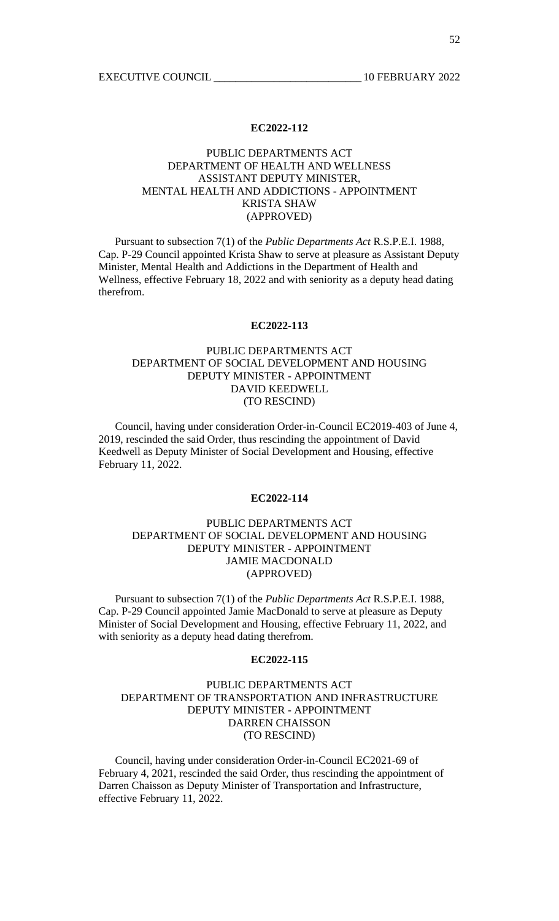**EC2022-112**

PUBLIC DEPARTMENTS ACT
DEPARTMENT OF HEALTH AND WELLNESS
ASSISTANT DEPUTY MINISTER,
MENTAL HEALTH AND ADDICTIONS - APPOINTMENT
KRISTA SHAW
(APPROVED)

Pursuant to subsection 7(1) of the *Public Departments Act* R.S.P.E.I. 1988, Cap. P-29 Council appointed Krista Shaw to serve at pleasure as Assistant Deputy Minister, Mental Health and Addictions in the Department of Health and Wellness, effective February 18, 2022 and with seniority as a deputy head dating therefrom.

**EC2022-113**

PUBLIC DEPARTMENTS ACT
DEPARTMENT OF SOCIAL DEVELOPMENT AND HOUSING
DEPUTY MINISTER - APPOINTMENT
DAVID KEEDWELL
(TO RESCIND)

Council, having under consideration Order-in-Council EC2019-403 of June 4, 2019, rescinded the said Order, thus rescinding the appointment of David Keedwell as Deputy Minister of Social Development and Housing, effective February 11, 2022.

**EC2022-114**

PUBLIC DEPARTMENTS ACT
DEPARTMENT OF SOCIAL DEVELOPMENT AND HOUSING
DEPUTY MINISTER - APPOINTMENT
JAMIE MACDONALD
(APPROVED)

Pursuant to subsection 7(1) of the *Public Departments Act* R.S.P.E.I. 1988, Cap. P-29 Council appointed Jamie MacDonald to serve at pleasure as Deputy Minister of Social Development and Housing, effective February 11, 2022, and with seniority as a deputy head dating therefrom.

**EC2022-115**

PUBLIC DEPARTMENTS ACT
DEPARTMENT OF TRANSPORTATION AND INFRASTRUCTURE
DEPUTY MINISTER - APPOINTMENT
DARREN CHAISSON
(TO RESCIND)

Council, having under consideration Order-in-Council EC2021-69 of February 4, 2021, rescinded the said Order, thus rescinding the appointment of Darren Chaisson as Deputy Minister of Transportation and Infrastructure, effective February 11, 2022.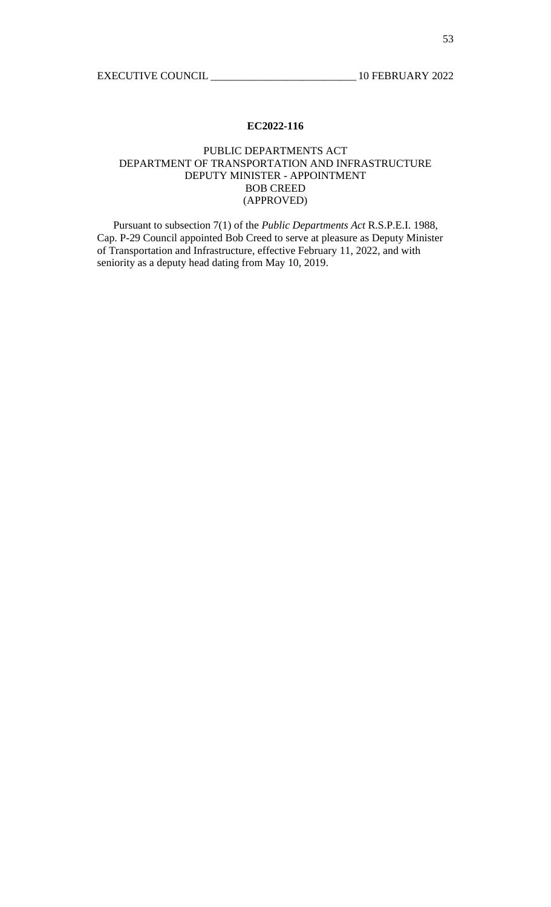**EC2022-116**

PUBLIC DEPARTMENTS ACT
DEPARTMENT OF TRANSPORTATION AND INFRASTRUCTURE
DEPUTY MINISTER - APPOINTMENT
BOB CREED
(APPROVED)

Pursuant to subsection 7(1) of the *Public Departments Act* R.S.P.E.I. 1988, Cap. P-29 Council appointed Bob Creed to serve at pleasure as Deputy Minister of Transportation and Infrastructure, effective February 11, 2022, and with seniority as a deputy head dating from May 10, 2019.